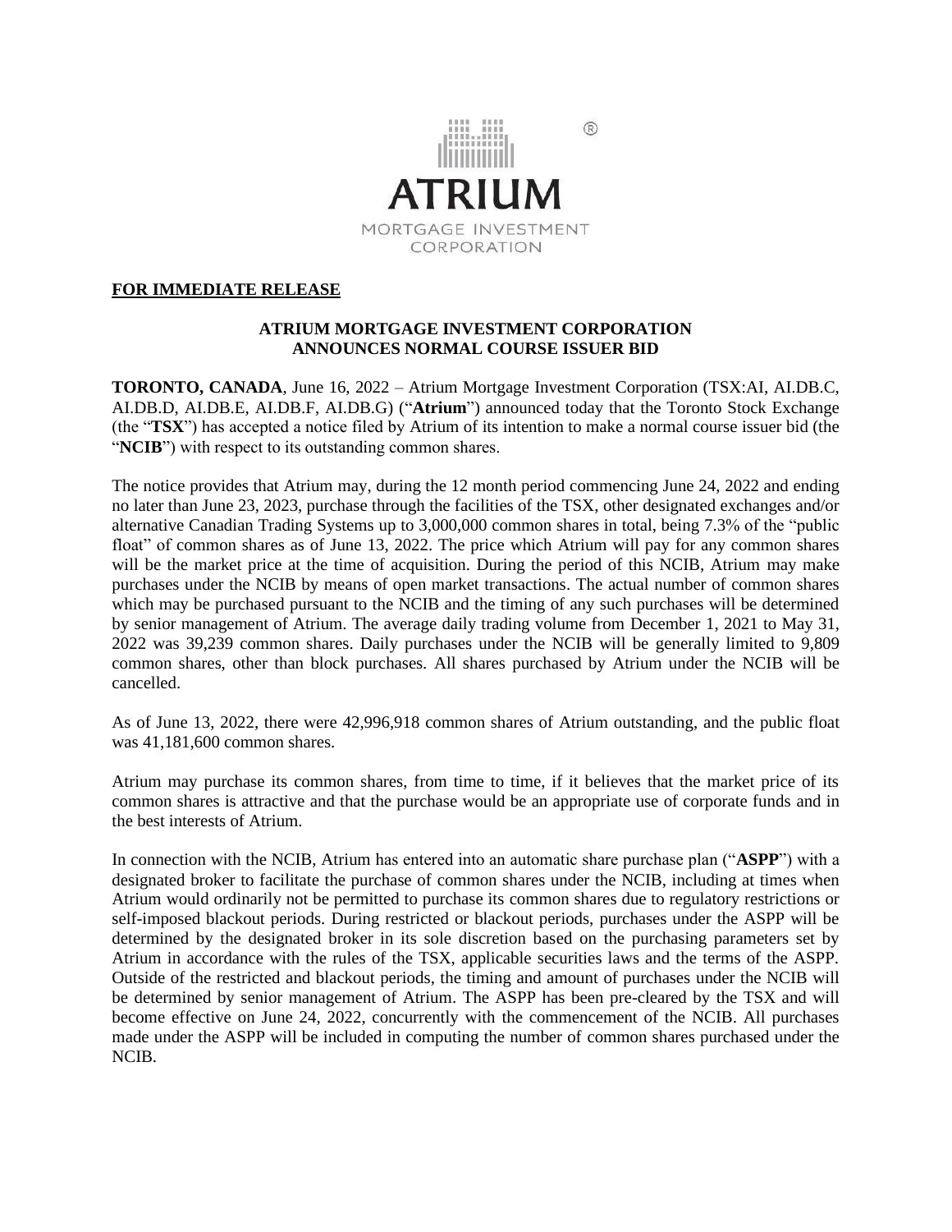ATRIUM

MORTGAGE INVESTMENT CORPORATION

**FOR IMMEDIATE RELEASE**

## ATRIUM MORTGAGE INVESTMENT CORPORATION ANNOUNCES NORMAL COURSE ISSUER BID

**TORONTO, CANADA**, June 16, 2022 – Atrium Mortgage Investment Corporation (TSX:AI, AI.DB.C, AI.DB.D, AI.DB.E, AI.DB.F, AI.DB.G) ("**Atrium**") announced today that the Toronto Stock Exchange (the "**TSX**") has accepted a notice filed by Atrium of its intention to make a normal course issuer bid (the "**NCIB**") with respect to its outstanding common shares.

The notice provides that Atrium may, during the 12 month period commencing June 24, 2022 and ending no later than June 23, 2023, purchase through the facilities of the TSX, other designated exchanges and/or alternative Canadian Trading Systems up to 3,000,000 common shares in total, being 7.3% of the "public float" of common shares as of June 13, 2022. The price which Atrium will pay for any common shares will be the market price at the time of acquisition. During the period of this NCIB, Atrium may make purchases under the NCIB by means of open market transactions. The actual number of common shares which may be purchased pursuant to the NCIB and the timing of any such purchases will be determined by senior management of Atrium. The average daily trading volume from December 1, 2021 to May 31, 2022 was 39,239 common shares. Daily purchases under the NCIB will be generally limited to 9,809 common shares, other than block purchases. All shares purchased by Atrium under the NCIB will be cancelled.

As of June 13, 2022, there were 42,996,918 common shares of Atrium outstanding, and the public float was 41,181,600 common shares.

Atrium may purchase its common shares, from time to time, if it believes that the market price of its common shares is attractive and that the purchase would be an appropriate use of corporate funds and in the best interests of Atrium.

In connection with the NCIB, Atrium has entered into an automatic share purchase plan ("**ASPP**") with a designated broker to facilitate the purchase of common shares under the NCIB, including at times when Atrium would ordinarily not be permitted to purchase its common shares due to regulatory restrictions or self-imposed blackout periods. During restricted or blackout periods, purchases under the ASPP will be determined by the designated broker in its sole discretion based on the purchasing parameters set by Atrium in accordance with the rules of the TSX, applicable securities laws and the terms of the ASPP. Outside of the restricted and blackout periods, the timing and amount of purchases under the NCIB will be determined by senior management of Atrium. The ASPP has been pre-cleared by the TSX and will become effective on June 24, 2022, concurrently with the commencement of the NCIB. All purchases made under the ASPP will be included in computing the number of common shares purchased under the NCIB.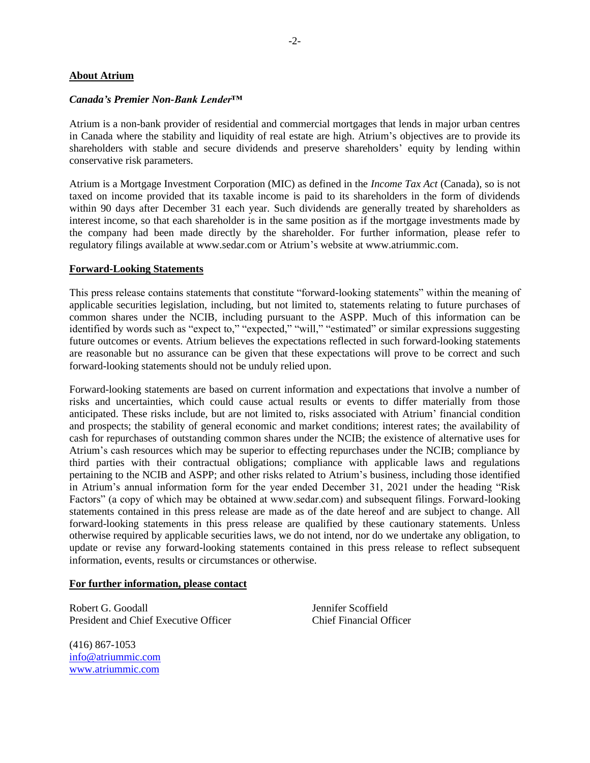## About Atrium

***Canada's Premier Non-Bank Lender™***

Atrium is a non-bank provider of residential and commercial mortgages that lends in major urban centres in Canada where the stability and liquidity of real estate are high. Atrium's objectives are to provide its shareholders with stable and secure dividends and preserve shareholders' equity by lending within conservative risk parameters.

Atrium is a Mortgage Investment Corporation (MIC) as defined in the *Income Tax Act* (Canada), so is not taxed on income provided that its taxable income is paid to its shareholders in the form of dividends within 90 days after December 31 each year. Such dividends are generally treated by shareholders as interest income, so that each shareholder is in the same position as if the mortgage investments made by the company had been made directly by the shareholder. For further information, please refer to regulatory filings available at www.sedar.com or Atrium's website at www.atriummic.com.

## Forward-Looking Statements

This press release contains statements that constitute "forward-looking statements" within the meaning of applicable securities legislation, including, but not limited to, statements relating to future purchases of common shares under the NCIB, including pursuant to the ASPP. Much of this information can be identified by words such as "expect to," "expected," "will," "estimated" or similar expressions suggesting future outcomes or events. Atrium believes the expectations reflected in such forward-looking statements are reasonable but no assurance can be given that these expectations will prove to be correct and such forward-looking statements should not be unduly relied upon.

Forward-looking statements are based on current information and expectations that involve a number of risks and uncertainties, which could cause actual results or events to differ materially from those anticipated. These risks include, but are not limited to, risks associated with Atrium' financial condition and prospects; the stability of general economic and market conditions; interest rates; the availability of cash for repurchases of outstanding common shares under the NCIB; the existence of alternative uses for Atrium's cash resources which may be superior to effecting repurchases under the NCIB; compliance by third parties with their contractual obligations; compliance with applicable laws and regulations pertaining to the NCIB and ASPP; and other risks related to Atrium's business, including those identified in Atrium's annual information form for the year ended December 31, 2021 under the heading "Risk Factors" (a copy of which may be obtained at www.sedar.com) and subsequent filings. Forward-looking statements contained in this press release are made as of the date hereof and are subject to change. All forward-looking statements in this press release are qualified by these cautionary statements. Unless otherwise required by applicable securities laws, we do not intend, nor do we undertake any obligation, to update or revise any forward-looking statements contained in this press release to reflect subsequent information, events, results or circumstances or otherwise.

## For further information, please contact

Robert G. Goodall
President and Chief Executive Officer

Jennifer Scoffield
Chief Financial Officer

(416) 867-1053
info@atriummic.com
www.atriummic.com